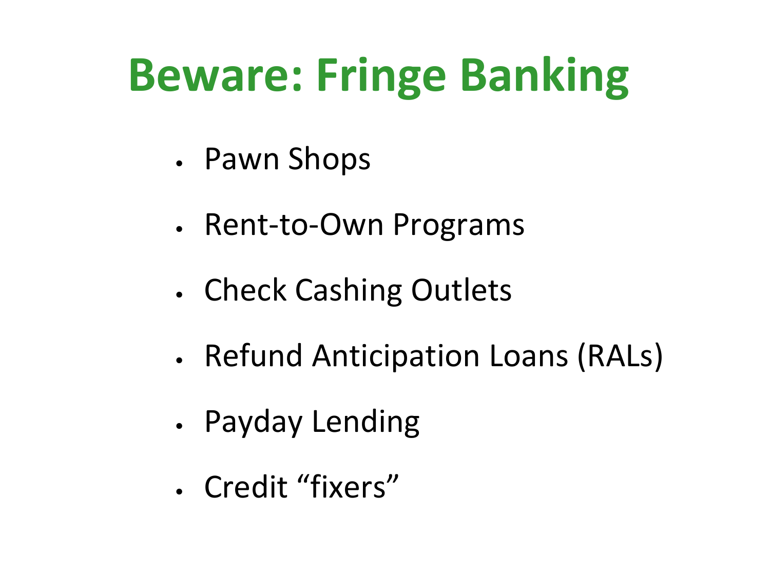# Beware: Fringe Banking

- Pawn Shops
- Rent-to-Own Programs
- Check Cashing Outlets
- Refund Anticipation Loans (RALs)
- Payday Lending
- Credit “fixers”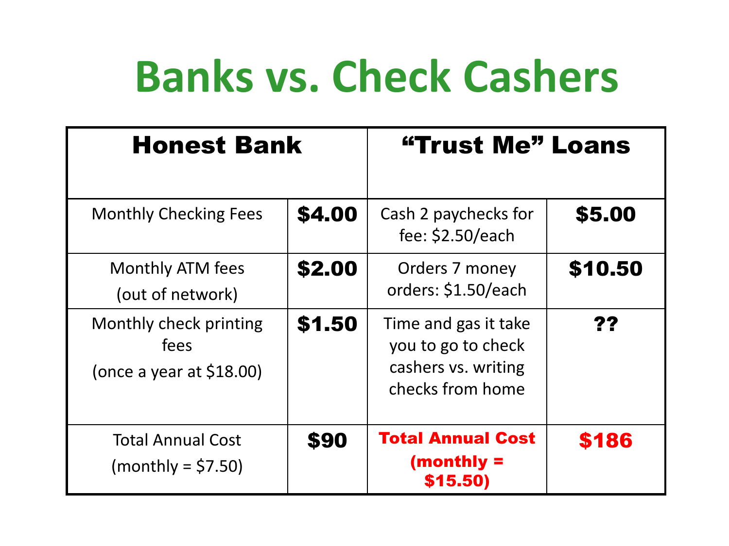# Banks vs. Check Cashers

| Honest Bank | | "Trust Me" Loans | |
|---|---|---|---|
| Monthly Checking Fees | **$4.00** | Cash 2 paychecks for fee: $2.50/each | **$5.00** |
| Monthly ATM fees (out of network) | **$2.00** | Orders 7 money orders: $1.50/each | **$10.50** |
| Monthly check printing fees (once a year at $18.00) | **$1.50** | Time and gas it take you to go to check cashers vs. writing checks from home | **??** |
| Total Annual Cost (monthly = $7.50) | **$90** | **Total Annual Cost (monthly = $15.50)** | **$186** |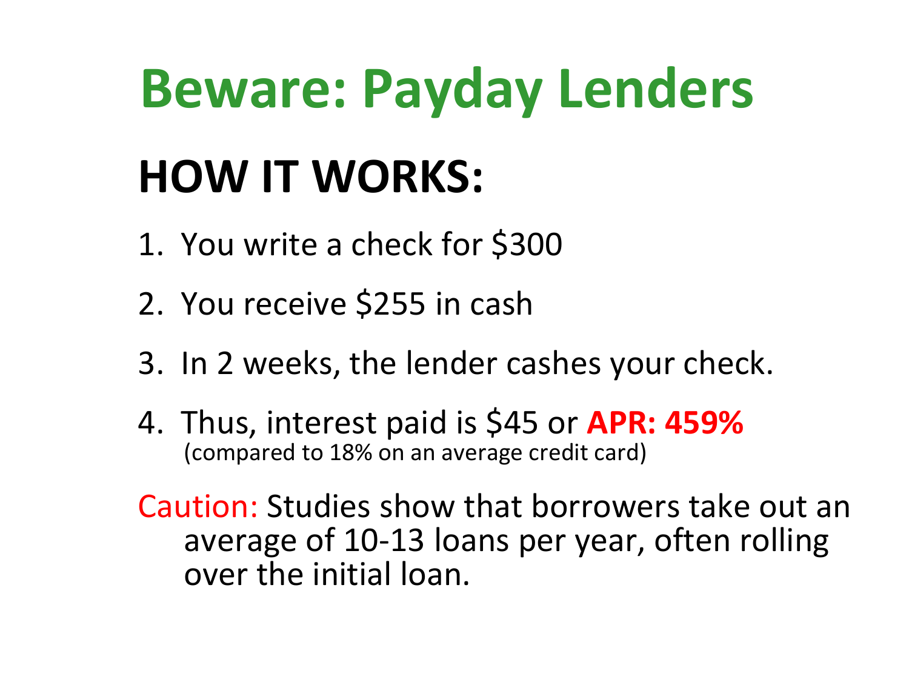# Beware: Payday Lenders

## HOW IT WORKS:

1. You write a check for $300
2. You receive $255 in cash
3. In 2 weeks, the lender cashes your check.
4. Thus, interest paid is $45 or **APR: 459%**
   (compared to 18% on an average credit card)

Caution: Studies show that borrowers take out an average of 10-13 loans per year, often rolling over the initial loan.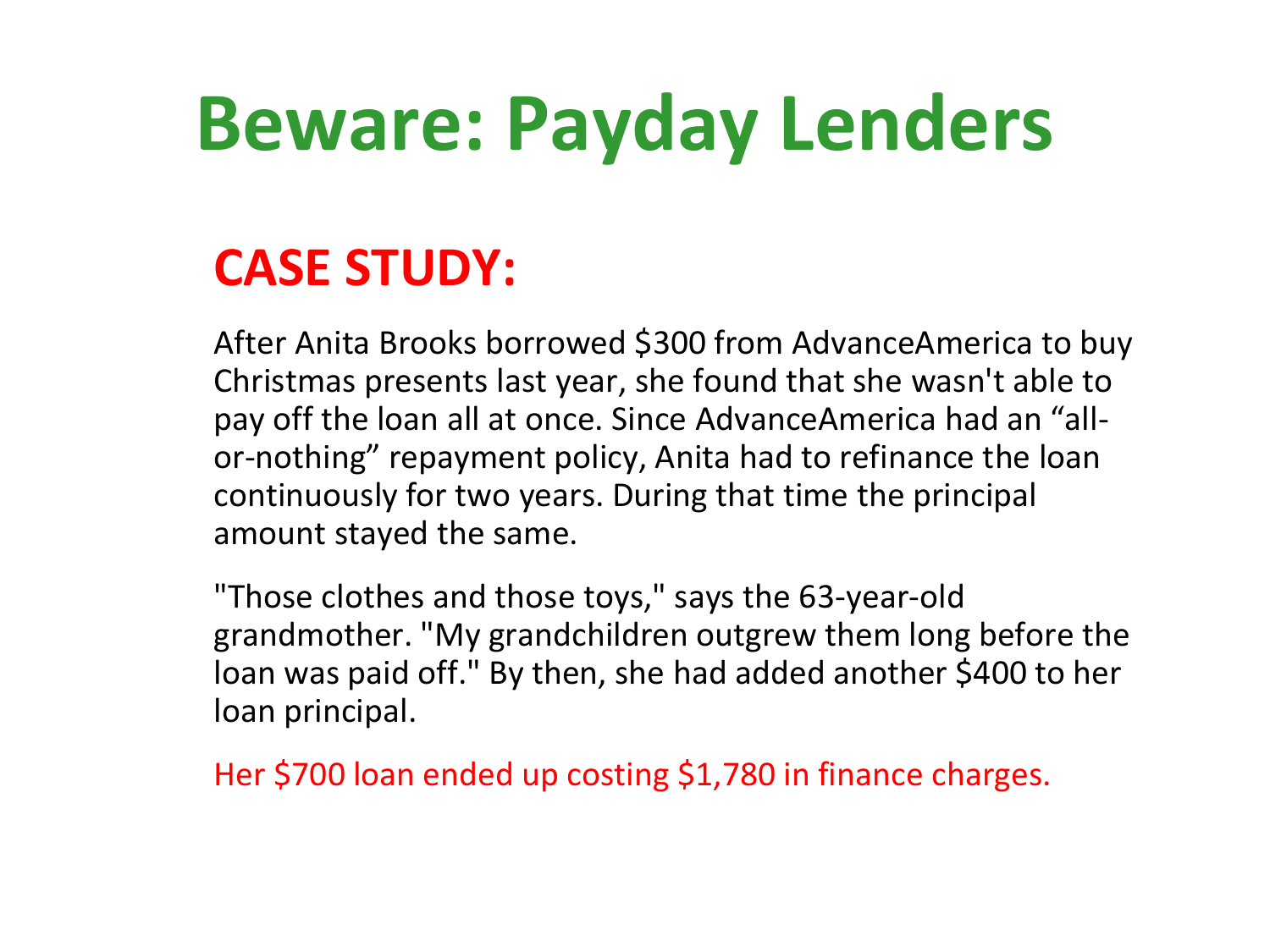# Beware: Payday Lenders

## CASE STUDY:

After Anita Brooks borrowed $300 from AdvanceAmerica to buy Christmas presents last year, she found that she wasn't able to pay off the loan all at once. Since AdvanceAmerica had an “all-or-nothing” repayment policy, Anita had to refinance the loan continuously for two years. During that time the principal amount stayed the same.

"Those clothes and those toys," says the 63-year-old grandmother. "My grandchildren outgrew them long before the loan was paid off." By then, she had added another $400 to her loan principal.

Her $700 loan ended up costing $1,780 in finance charges.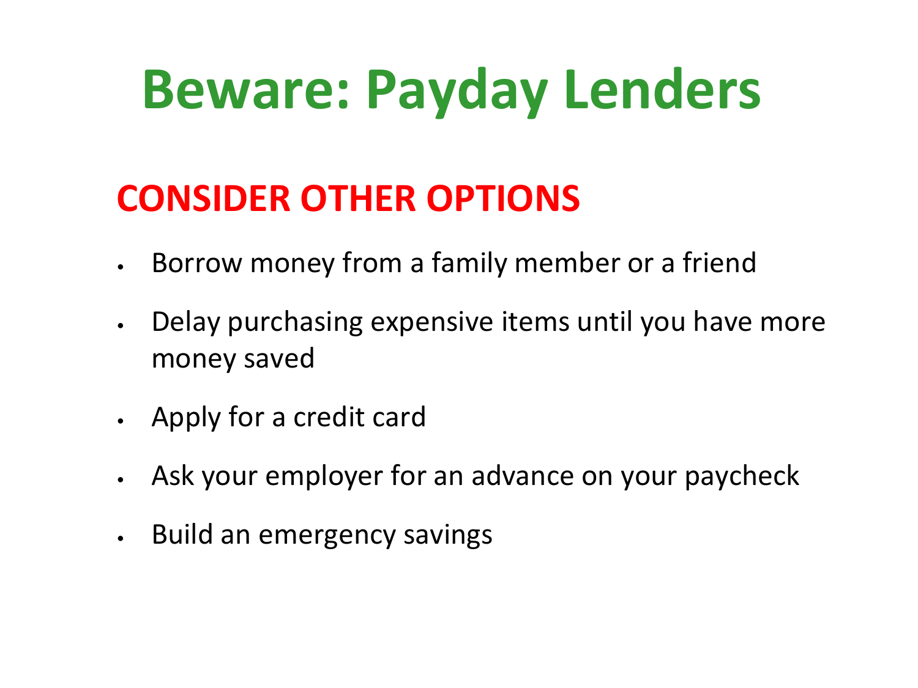# Beware: Payday Lenders

## CONSIDER OTHER OPTIONS

- Borrow money from a family member or a friend
- Delay purchasing expensive items until you have more money saved
- Apply for a credit card
- Ask your employer for an advance on your paycheck
- Build an emergency savings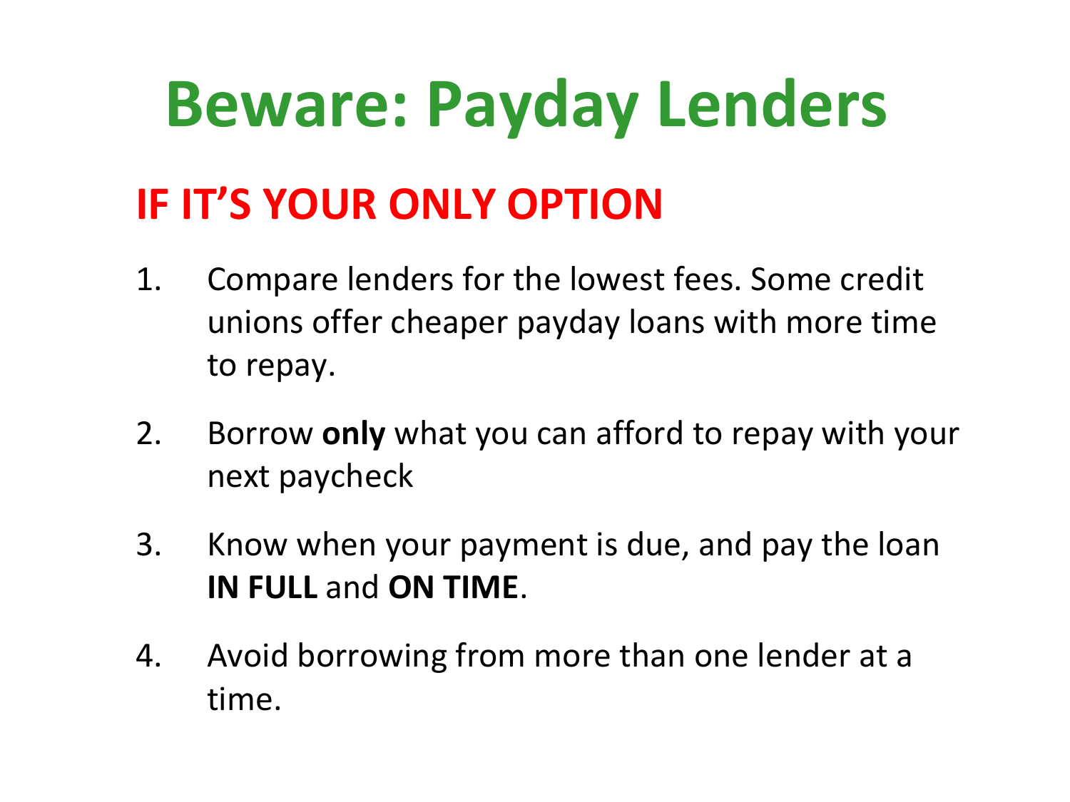# Beware: Payday Lenders

## IF IT'S YOUR ONLY OPTION

1. Compare lenders for the lowest fees. Some credit unions offer cheaper payday loans with more time to repay.
2. Borrow **only** what you can afford to repay with your next paycheck
3. Know when your payment is due, and pay the loan **IN FULL** and **ON TIME**.
4. Avoid borrowing from more than one lender at a time.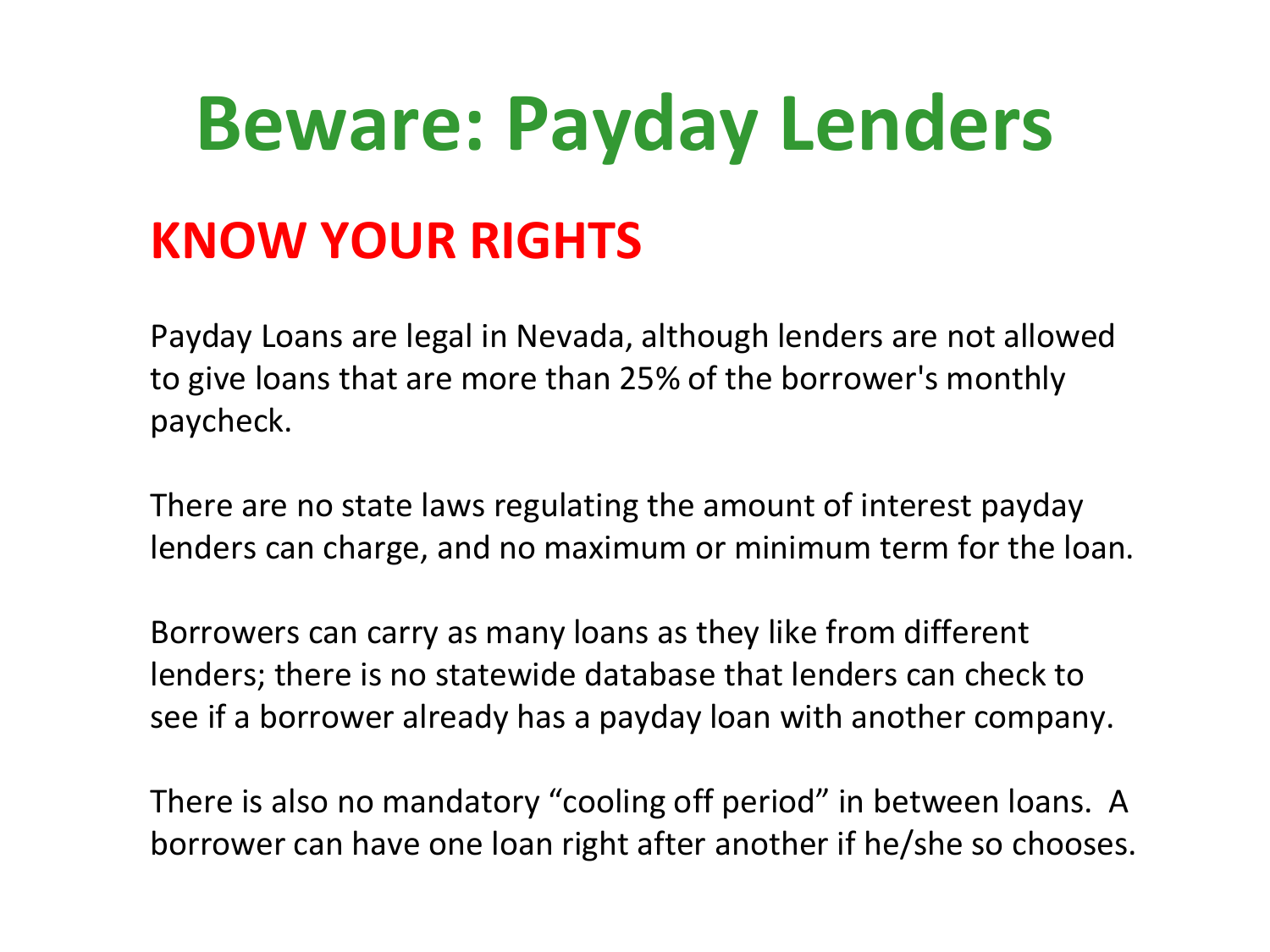# Beware: Payday Lenders

## KNOW YOUR RIGHTS

Payday Loans are legal in Nevada, although lenders are not allowed to give loans that are more than 25% of the borrower's monthly paycheck.

There are no state laws regulating the amount of interest payday lenders can charge, and no maximum or minimum term for the loan.

Borrowers can carry as many loans as they like from different lenders; there is no statewide database that lenders can check to see if a borrower already has a payday loan with another company.

There is also no mandatory “cooling off period” in between loans. A borrower can have one loan right after another if he/she so chooses.